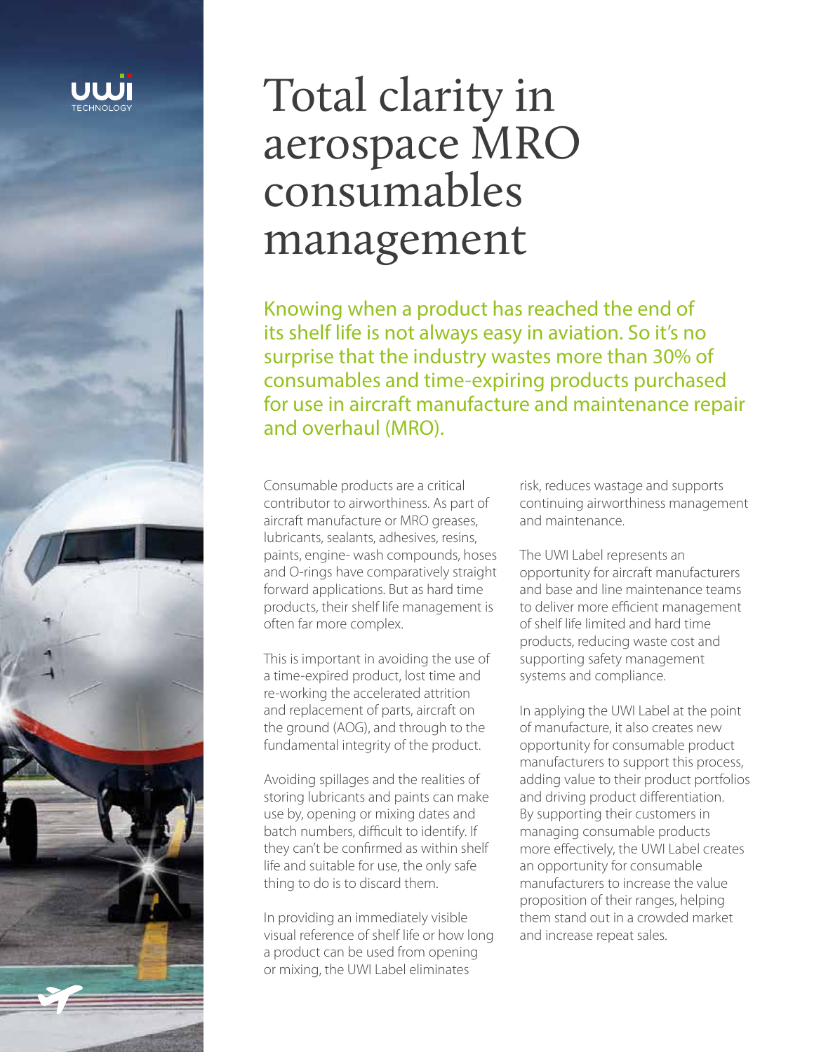UWI TECHNOLOGY

# Total clarity in aerospace MRO consumables management

Knowing when a product has reached the end of its shelf life is not always easy in aviation. So it's no surprise that the industry wastes more than 30% of consumables and time-expiring products purchased for use in aircraft manufacture and maintenance repair and overhaul (MRO).

Consumable products are a critical contributor to airworthiness. As part of aircraft manufacture or MRO greases, lubricants, sealants, adhesives, resins, paints, engine- wash compounds, hoses and O-rings have comparatively straight forward applications. But as hard time products, their shelf life management is often far more complex.

This is important in avoiding the use of a time-expired product, lost time and re-working the accelerated attrition and replacement of parts, aircraft on the ground (AOG), and through to the fundamental integrity of the product.

Avoiding spillages and the realities of storing lubricants and paints can make use by, opening or mixing dates and batch numbers, difficult to identify. If they can't be confirmed as within shelf life and suitable for use, the only safe thing to do is to discard them.

In providing an immediately visible visual reference of shelf life or how long a product can be used from opening or mixing, the UWI Label eliminates risk, reduces wastage and supports continuing airworthiness management and maintenance.

The UWI Label represents an opportunity for aircraft manufacturers and base and line maintenance teams to deliver more efficient management of shelf life limited and hard time products, reducing waste cost and supporting safety management systems and compliance.

In applying the UWI Label at the point of manufacture, it also creates new opportunity for consumable product manufacturers to support this process, adding value to their product portfolios and driving product differentiation. By supporting their customers in managing consumable products more effectively, the UWI Label creates an opportunity for consumable manufacturers to increase the value proposition of their ranges, helping them stand out in a crowded market and increase repeat sales.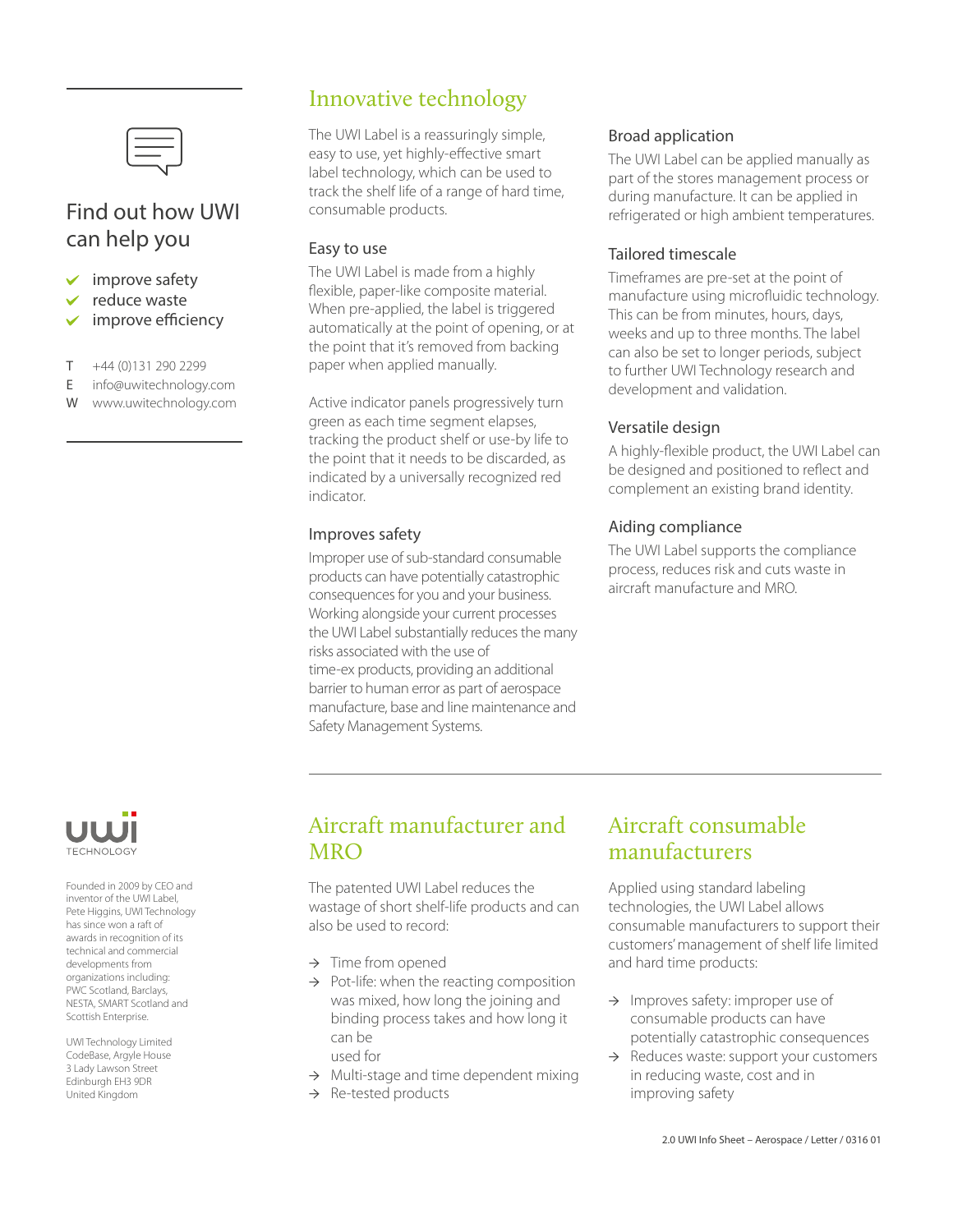## Find out how UWI can help you

- ✔ improve safety
- ✔ reduce waste
- ✔ improve efficiency

T +44 (0)131 290 2299
E info@uwitechnology.com
W www.uwitechnology.com

# Innovative technology

The UWI Label is a reassuringly simple, easy to use, yet highly-effective smart label technology, which can be used to track the shelf life of a range of hard time, consumable products.

### Easy to use

The UWI Label is made from a highly flexible, paper-like composite material. When pre-applied, the label is triggered automatically at the point of opening, or at the point that it's removed from backing paper when applied manually.

Active indicator panels progressively turn green as each time segment elapses, tracking the product shelf or use-by life to the point that it needs to be discarded, as indicated by a universally recognized red indicator.

### Improves safety

Improper use of sub-standard consumable products can have potentially catastrophic consequences for you and your business. Working alongside your current processes the UWI Label substantially reduces the many risks associated with the use of time-ex products, providing an additional barrier to human error as part of aerospace manufacture, base and line maintenance and Safety Management Systems.

### Broad application

The UWI Label can be applied manually as part of the stores management process or during manufacture. It can be applied in refrigerated or high ambient temperatures.

### Tailored timescale

Timeframes are pre-set at the point of manufacture using microfluidic technology. This can be from minutes, hours, days, weeks and up to three months. The label can also be set to longer periods, subject to further UWI Technology research and development and validation.

### Versatile design

A highly-flexible product, the UWI Label can be designed and positioned to reflect and complement an existing brand identity.

### Aiding compliance

The UWI Label supports the compliance process, reduces risk and cuts waste in aircraft manufacture and MRO.

uwi TECHNOLOGY

Founded in 2009 by CEO and inventor of the UWI Label, Pete Higgins, UWI Technology has since won a raft of awards in recognition of its technical and commercial developments from organizations including: PWC Scotland, Barclays, NESTA, SMART Scotland and Scottish Enterprise.

UWI Technology Limited
CodeBase, Argyle House
3 Lady Lawson Street
Edinburgh EH3 9DR
United Kingdom

# Aircraft manufacturer and MRO

The patented UWI Label reduces the wastage of short shelf-life products and can also be used to record:

- → Time from opened
- → Pot-life: when the reacting composition was mixed, how long the joining and binding process takes and how long it can be used for
- → Multi-stage and time dependent mixing
- → Re-tested products

# Aircraft consumable manufacturers

Applied using standard labeling technologies, the UWI Label allows consumable manufacturers to support their customers' management of shelf life limited and hard time products:

- → Improves safety: improper use of consumable products can have potentially catastrophic consequences
- → Reduces waste: support your customers in reducing waste, cost and in improving safety

2.0 UWI Info Sheet – Aerospace / Letter / 0316 01